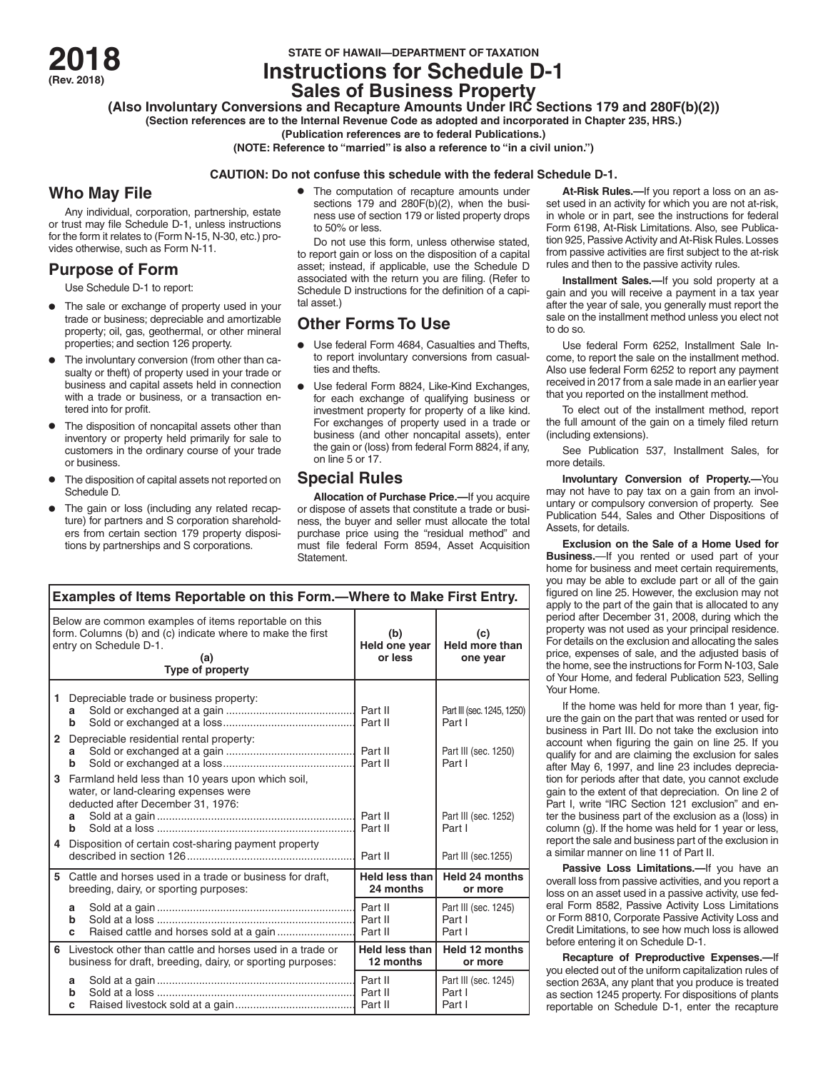**2018**
**(Rev. 2018)**

**STATE OF HAWAII—DEPARTMENT OF TAXATION**

# Instructions for Schedule D-1
## Sales of Business Property

**(Also Involuntary Conversions and Recapture Amounts Under IRC Sections 179 and 280F(b)(2))**
**(Section references are to the Internal Revenue Code as adopted and incorporated in Chapter 235, HRS.)**
**(Publication references are to federal Publications.)**
**(NOTE: Reference to "married" is also a reference to "in a civil union.")**

**CAUTION: Do not confuse this schedule with the federal Schedule D-1.**

## Who May File

Any individual, corporation, partnership, estate or trust may file Schedule D-1, unless instructions for the form it relates to (Form N-15, N-30, etc.) provides otherwise, such as Form N-11.

## Purpose of Form

Use Schedule D-1 to report:

- The sale or exchange of property used in your trade or business; depreciable and amortizable property; oil, gas, geothermal, or other mineral properties; and section 126 property.
- The involuntary conversion (from other than casualty or theft) of property used in your trade or business and capital assets held in connection with a trade or business, or a transaction entered into for profit.
- The disposition of noncapital assets other than inventory or property held primarily for sale to customers in the ordinary course of your trade or business.
- The disposition of capital assets not reported on Schedule D.
- The gain or loss (including any related recapture) for partners and S corporation shareholders from certain section 179 property dispositions by partnerships and S corporations.
- The computation of recapture amounts under sections 179 and 280F(b)(2), when the business use of section 179 or listed property drops to 50% or less.

Do not use this form, unless otherwise stated, to report gain or loss on the disposition of a capital asset; instead, if applicable, use the Schedule D associated with the return you are filing. (Refer to Schedule D instructions for the definition of a capital asset.)

## Other Forms To Use

- Use federal Form 4684, Casualties and Thefts, to report involuntary conversions from casualties and thefts.
- Use federal Form 8824, Like-Kind Exchanges, for each exchange of qualifying business or investment property for property of a like kind. For exchanges of property used in a trade or business (and other noncapital assets), enter the gain or (loss) from federal Form 8824, if any, on line 5 or 17.

## Special Rules

**Allocation of Purchase Price.—**If you acquire or dispose of assets that constitute a trade or business, the buyer and seller must allocate the total purchase price using the "residual method" and must file federal Form 8594, Asset Acquisition Statement.

**At-Risk Rules.—**If you report a loss on an asset used in an activity for which you are not at-risk, in whole or in part, see the instructions for federal Form 6198, At-Risk Limitations. Also, see Publication 925, Passive Activity and At-Risk Rules. Losses from passive activities are first subject to the at-risk rules and then to the passive activity rules.

**Installment Sales.—**If you sold property at a gain and you will receive a payment in a tax year after the year of sale, you generally must report the sale on the installment method unless you elect not to do so.

Use federal Form 6252, Installment Sale Income, to report the sale on the installment method. Also use federal Form 6252 to report any payment received in 2017 from a sale made in an earlier year that you reported on the installment method.

To elect out of the installment method, report the full amount of the gain on a timely filed return (including extensions).

See Publication 537, Installment Sales, for more details.

**Involuntary Conversion of Property.—**You may not have to pay tax on a gain from an involuntary or compulsory conversion of property. See Publication 544, Sales and Other Dispositions of Assets, for details.

**Exclusion on the Sale of a Home Used for Business.**—If you rented or used part of your home for business and meet certain requirements, you may be able to exclude part or all of the gain figured on line 25. However, the exclusion may not apply to the part of the gain that is allocated to any period after December 31, 2008, during which the property was not used as your principal residence. For details on the exclusion and allocating the sales price, expenses of sale, and the adjusted basis of the home, see the instructions for Form N-103, Sale of Your Home, and federal Publication 523, Selling Your Home.

If the home was held for more than 1 year, figure the gain on the part that was rented or used for business in Part III. Do not take the exclusion into account when figuring the gain on line 25. If you qualify for and are claiming the exclusion for sales after May 6, 1997, and line 23 includes depreciation for periods after that date, you cannot exclude gain to the extent of that depreciation. On line 2 of Part I, write "IRC Section 121 exclusion" and enter the business part of the exclusion as a (loss) in column (g). If the home was held for 1 year or less, report the sale and business part of the exclusion in a similar manner on line 11 of Part II.

**Passive Loss Limitations.—**If you have an overall loss from passive activities, and you report a loss on an asset used in a passive activity, use federal Form 8582, Passive Activity Loss Limitations or Form 8810, Corporate Passive Activity Loss and Credit Limitations, to see how much loss is allowed before entering it on Schedule D-1.

**Recapture of Preproductive Expenses.—**If you elected out of the uniform capitalization rules of section 263A, any plant that you produce is treated as section 1245 property. For dispositions of plants reportable on Schedule D-1, enter the recapture

**Examples of Items Reportable on this Form.—Where to Make First Entry.**

| Below are common examples of items reportable on this form. Columns (b) and (c) indicate where to make the first entry on Schedule D-1. (a) Type of property | (b) Held one year or less | (c) Held more than one year |
|---|---|---|
| **1** Depreciable trade or business property: | | |
| a Sold or exchanged at a gain | Part II | Part III (sec. 1245, 1250) |
| b Sold or exchanged at a loss | Part II | Part I |
| **2** Depreciable residential rental property: | | |
| a Sold or exchanged at a gain | Part II | Part III (sec. 1250) |
| b Sold or exchanged at a loss | Part II | Part I |
| **3** Farmland held less than 10 years upon which soil, water, or land-clearing expenses were deducted after December 31, 1976: | | |
| a Sold at a gain | Part II | Part III (sec. 1252) |
| b Sold at a loss | Part II | Part I |
| **4** Disposition of certain cost-sharing payment property described in section 126 | Part II | Part III (sec.1255) |
| **5** Cattle and horses used in a trade or business for draft, breeding, dairy, or sporting purposes: | **Held less than 24 months** | **Held 24 months or more** |
| a Sold at a gain | Part II | Part III (sec. 1245) |
| b Sold at a loss | Part II | Part I |
| c Raised cattle and horses sold at a gain | Part II | Part I |
| **6** Livestock other than cattle and horses used in a trade or business for draft, breeding, dairy, or sporting purposes: | **Held less than 12 months** | **Held 12 months or more** |
| a Sold at a gain | Part II | Part III (sec. 1245) |
| b Sold at a loss | Part II | Part I |
| c Raised livestock sold at a gain | Part II | Part I |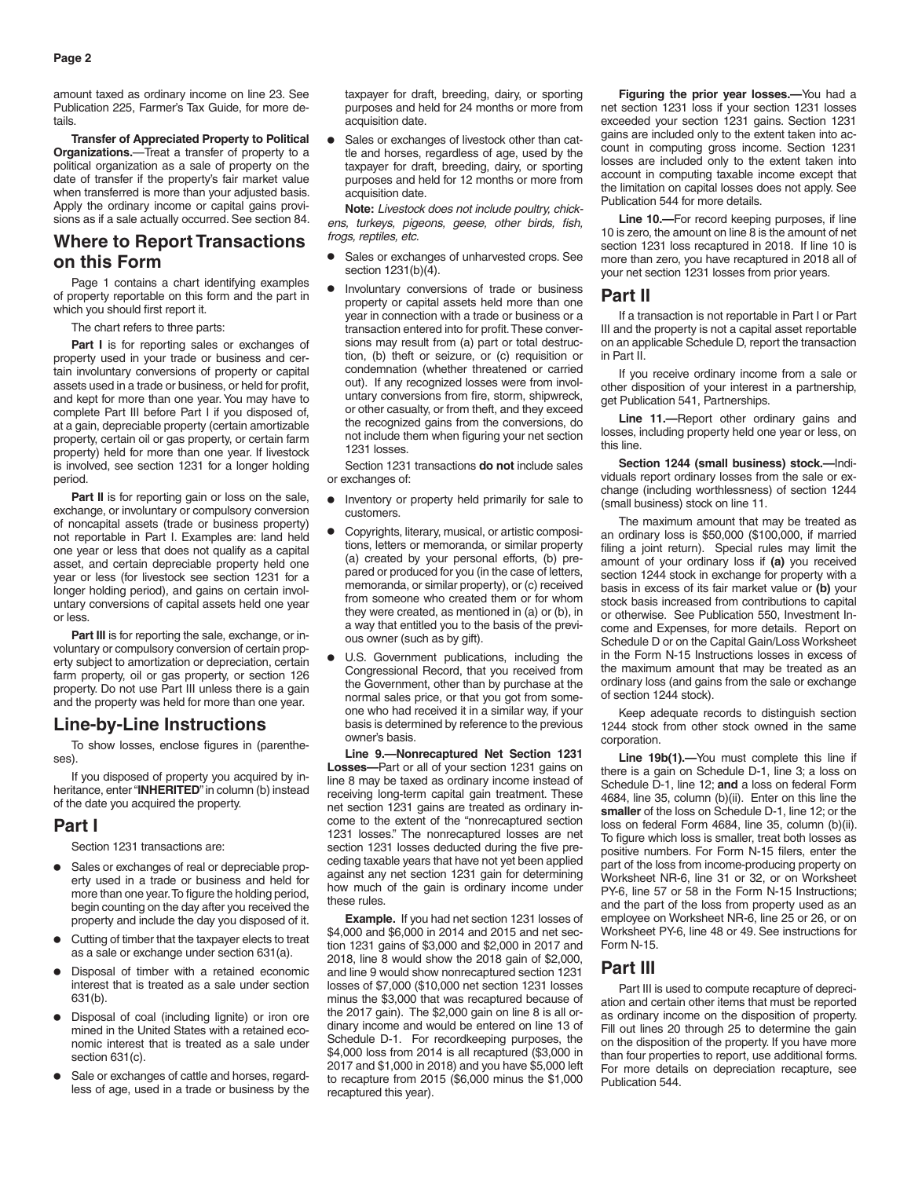amount taxed as ordinary income on line 23. See Publication 225, Farmer's Tax Guide, for more details.

**Transfer of Appreciated Property to Political Organizations.**—Treat a transfer of property to a political organization as a sale of property on the date of transfer if the property's fair market value when transferred is more than your adjusted basis. Apply the ordinary income or capital gains provisions as if a sale actually occurred. See section 84.

## Where to Report Transactions on this Form

Page 1 contains a chart identifying examples of property reportable on this form and the part in which you should first report it.

The chart refers to three parts:

**Part I** is for reporting sales or exchanges of property used in your trade or business and certain involuntary conversions of property or capital assets used in a trade or business, or held for profit, and kept for more than one year. You may have to complete Part III before Part I if you disposed of, at a gain, depreciable property (certain amortizable property, certain oil or gas property, or certain farm property) held for more than one year. If livestock is involved, see section 1231 for a longer holding period.

**Part II** is for reporting gain or loss on the sale, exchange, or involuntary or compulsory conversion of noncapital assets (trade or business property) not reportable in Part I. Examples are: land held one year or less that does not qualify as a capital asset, and certain depreciable property held one year or less (for livestock see section 1231 for a longer holding period), and gains on certain involuntary conversions of capital assets held one year or less.

**Part III** is for reporting the sale, exchange, or involuntary or compulsory conversion of certain property subject to amortization or depreciation, certain farm property, oil or gas property, or section 126 property. Do not use Part III unless there is a gain and the property was held for more than one year.

## Line-by-Line Instructions

To show losses, enclose figures in (parentheses).

If you disposed of property you acquired by inheritance, enter "**INHERITED**" in column (b) instead of the date you acquired the property.

## Part I

Section 1231 transactions are:

- Sales or exchanges of real or depreciable property used in a trade or business and held for more than one year. To figure the holding period, begin counting on the day after you received the property and include the day you disposed of it.
- Cutting of timber that the taxpayer elects to treat as a sale or exchange under section 631(a).
- Disposal of timber with a retained economic interest that is treated as a sale under section 631(b).
- Disposal of coal (including lignite) or iron ore mined in the United States with a retained economic interest that is treated as a sale under section 631(c).
- Sale or exchanges of cattle and horses, regardless of age, used in a trade or business by the taxpayer for draft, breeding, dairy, or sporting purposes and held for 24 months or more from acquisition date.
- Sales or exchanges of livestock other than cattle and horses, regardless of age, used by the taxpayer for draft, breeding, dairy, or sporting purposes and held for 12 months or more from acquisition date.

**Note:** *Livestock does not include poultry, chickens, turkeys, pigeons, geese, other birds, fish, frogs, reptiles, etc.*

- Sales or exchanges of unharvested crops. See section 1231(b)(4).
- Involuntary conversions of trade or business property or capital assets held more than one year in connection with a trade or business or a transaction entered into for profit. These conversions may result from (a) part or total destruction, (b) theft or seizure, or (c) requisition or condemnation (whether threatened or carried out). If any recognized losses were from involuntary conversions from fire, storm, shipwreck, or other casualty, or from theft, and they exceed the recognized gains from the conversions, do not include them when figuring your net section 1231 losses.

Section 1231 transactions **do not** include sales or exchanges of:

- Inventory or property held primarily for sale to customers.
- Copyrights, literary, musical, or artistic compositions, letters or memoranda, or similar property (a) created by your personal efforts, (b) prepared or produced for you (in the case of letters, memoranda, or similar property), or (c) received from someone who created them or for whom they were created, as mentioned in (a) or (b), in a way that entitled you to the basis of the previous owner (such as by gift).
- U.S. Government publications, including the Congressional Record, that you received from the Government, other than by purchase at the normal sales price, or that you got from someone who had received it in a similar way, if your basis is determined by reference to the previous owner's basis.

**Line 9.—Nonrecaptured Net Section 1231 Losses—**Part or all of your section 1231 gains on line 8 may be taxed as ordinary income instead of receiving long-term capital gain treatment. These net section 1231 gains are treated as ordinary income to the extent of the "nonrecaptured section 1231 losses." The nonrecaptured losses are net section 1231 losses deducted during the five preceding taxable years that have not yet been applied against any net section 1231 gain for determining how much of the gain is ordinary income under these rules.

**Example.** If you had net section 1231 losses of $4,000 and $6,000 in 2014 and 2015 and net section 1231 gains of $3,000 and $2,000 in 2017 and 2018, line 8 would show the 2018 gain of $2,000, and line 9 would show nonrecaptured section 1231 losses of $7,000 ($10,000 net section 1231 losses minus the $3,000 that was recaptured because of the 2017 gain). The $2,000 gain on line 8 is all ordinary income and would be entered on line 13 of Schedule D-1. For recordkeeping purposes, the $4,000 loss from 2014 is all recaptured ($3,000 in 2017 and $1,000 in 2018) and you have $5,000 left to recapture from 2015 ($6,000 minus the $1,000 recaptured this year).

**Figuring the prior year losses.—**You had a net section 1231 loss if your section 1231 losses exceeded your section 1231 gains. Section 1231 gains are included only to the extent taken into account in computing gross income. Section 1231 losses are included only to the extent taken into account in computing taxable income except that the limitation on capital losses does not apply. See Publication 544 for more details.

**Line 10.—**For record keeping purposes, if line 10 is zero, the amount on line 8 is the amount of net section 1231 loss recaptured in 2018. If line 10 is more than zero, you have recaptured in 2018 all of your net section 1231 losses from prior years.

## Part II

If a transaction is not reportable in Part I or Part III and the property is not a capital asset reportable on an applicable Schedule D, report the transaction in Part II.

If you receive ordinary income from a sale or other disposition of your interest in a partnership, get Publication 541, Partnerships.

**Line 11.—**Report other ordinary gains and losses, including property held one year or less, on this line.

**Section 1244 (small business) stock.—**Individuals report ordinary losses from the sale or exchange (including worthlessness) of section 1244 (small business) stock on line 11.

The maximum amount that may be treated as an ordinary loss is $50,000 ($100,000, if married filing a joint return). Special rules may limit the amount of your ordinary loss if **(a)** you received section 1244 stock in exchange for property with a basis in excess of its fair market value or **(b)** your stock basis increased from contributions to capital or otherwise. See Publication 550, Investment Income and Expenses, for more details. Report on Schedule D or on the Capital Gain/Loss Worksheet in the Form N-15 Instructions losses in excess of the maximum amount that may be treated as an ordinary loss (and gains from the sale or exchange of section 1244 stock).

Keep adequate records to distinguish section 1244 stock from other stock owned in the same corporation.

**Line 19b(1).—**You must complete this line if there is a gain on Schedule D-1, line 3; a loss on Schedule D-1, line 12; **and** a loss on federal Form 4684, line 35, column (b)(ii). Enter on this line the **smaller** of the loss on Schedule D-1, line 12; or the loss on federal Form 4684, line 35, column (b)(ii). To figure which loss is smaller, treat both losses as positive numbers. For Form N-15 filers, enter the part of the loss from income-producing property on Worksheet NR-6, line 31 or 32, or on Worksheet PY-6, line 57 or 58 in the Form N-15 Instructions; and the part of the loss from property used as an employee on Worksheet NR-6, line 25 or 26, or on Worksheet PY-6, line 48 or 49. See instructions for Form N-15.

## Part III

Part III is used to compute recapture of depreciation and certain other items that must be reported as ordinary income on the disposition of property. Fill out lines 20 through 25 to determine the gain on the disposition of the property. If you have more than four properties to report, use additional forms. For more details on depreciation recapture, see Publication 544.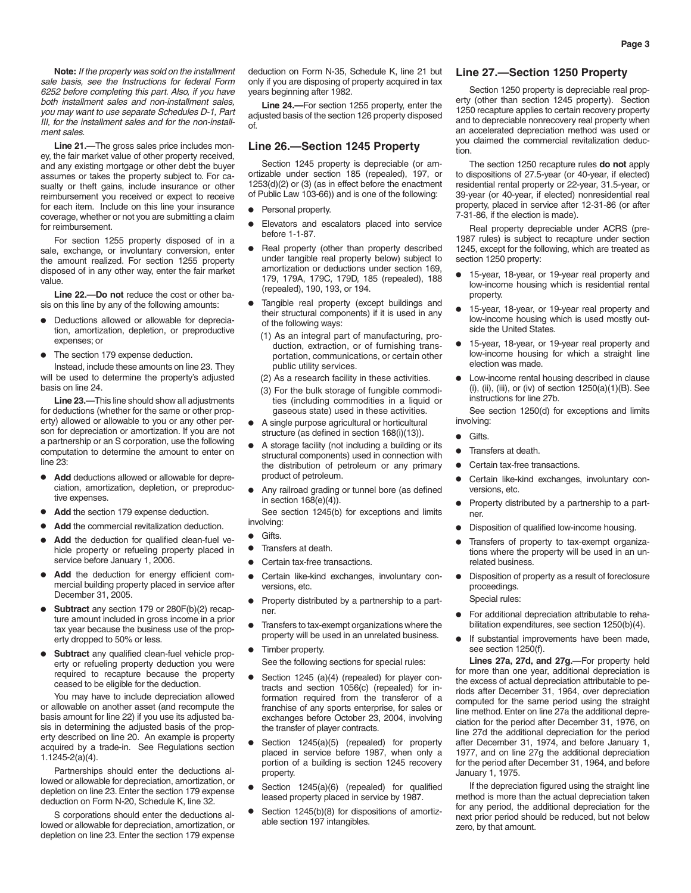**Note:** *If the property was sold on the installment sale basis, see the Instructions for federal Form 6252 before completing this part. Also, if you have both installment sales and non-installment sales, you may want to use separate Schedules D-1, Part III, for the installment sales and for the non-installment sales.*

**Line 21.—**The gross sales price includes money, the fair market value of other property received, and any existing mortgage or other debt the buyer assumes or takes the property subject to. For casualty or theft gains, include insurance or other reimbursement you received or expect to receive for each item. Include on this line your insurance coverage, whether or not you are submitting a claim for reimbursement.

For section 1255 property disposed of in a sale, exchange, or involuntary conversion, enter the amount realized. For section 1255 property disposed of in any other way, enter the fair market value.

**Line 22.—Do not** reduce the cost or other basis on this line by any of the following amounts:

- Deductions allowed or allowable for depreciation, amortization, depletion, or preproductive expenses; or
- The section 179 expense deduction.

Instead, include these amounts on line 23. They will be used to determine the property's adjusted basis on line 24.

**Line 23.—**This line should show all adjustments for deductions (whether for the same or other property) allowed or allowable to you or any other person for depreciation or amortization. If you are not a partnership or an S corporation, use the following computation to determine the amount to enter on line 23:

- **Add** deductions allowed or allowable for depreciation, amortization, depletion, or preproductive expenses.
- **Add** the section 179 expense deduction.
- **Add** the commercial revitalization deduction.
- **Add** the deduction for qualified clean-fuel vehicle property or refueling property placed in service before January 1, 2006.
- **Add** the deduction for energy efficient commercial building property placed in service after December 31, 2005.
- **Subtract** any section 179 or 280F(b)(2) recapture amount included in gross income in a prior tax year because the business use of the property dropped to 50% or less.
- **Subtract** any qualified clean-fuel vehicle property or refueling property deduction you were required to recapture because the property ceased to be eligible for the deduction.

You may have to include depreciation allowed or allowable on another asset (and recompute the basis amount for line 22) if you use its adjusted basis in determining the adjusted basis of the property described on line 20. An example is property acquired by a trade-in. See Regulations section 1.1245-2(a)(4).

Partnerships should enter the deductions allowed or allowable for depreciation, amortization, or depletion on line 23. Enter the section 179 expense deduction on Form N-20, Schedule K, line 32.

S corporations should enter the deductions allowed or allowable for depreciation, amortization, or depletion on line 23. Enter the section 179 expense deduction on Form N-35, Schedule K, line 21 but only if you are disposing of property acquired in tax years beginning after 1982.

**Line 24.—**For section 1255 property, enter the adjusted basis of the section 126 property disposed of.

## Line 26.—Section 1245 Property

Section 1245 property is depreciable (or amortizable under section 185 (repealed), 197, or 1253(d)(2) or (3) (as in effect before the enactment of Public Law 103-66)) and is one of the following:

- Personal property.
- Elevators and escalators placed into service before 1-1-87.
- Real property (other than property described under tangible real property below) subject to amortization or deductions under section 169, 179, 179A, 179C, 179D, 185 (repealed), 188 (repealed), 190, 193, or 194.
- Tangible real property (except buildings and their structural components) if it is used in any of the following ways:
  - (1) As an integral part of manufacturing, production, extraction, or of furnishing transportation, communications, or certain other public utility services.
  - (2) As a research facility in these activities.
  - (3) For the bulk storage of fungible commodities (including commodities in a liquid or gaseous state) used in these activities.
- A single purpose agricultural or horticultural structure (as defined in section 168(i)(13)).
- A storage facility (not including a building or its structural components) used in connection with the distribution of petroleum or any primary product of petroleum.
- Any railroad grading or tunnel bore (as defined in section 168(e)(4)).

See section 1245(b) for exceptions and limits involving:

- Gifts.
- Transfers at death.
- Certain tax-free transactions.
- Certain like-kind exchanges, involuntary conversions, etc.
- Property distributed by a partnership to a partner.
- Transfers to tax-exempt organizations where the property will be used in an unrelated business.
- Timber property.

See the following sections for special rules:

- Section 1245 (a)(4) (repealed) for player contracts and section 1056(c) (repealed) for information required from the transferor of a franchise of any sports enterprise, for sales or exchanges before October 23, 2004, involving the transfer of player contracts.
- Section 1245(a)(5) (repealed) for property placed in service before 1987, when only a portion of a building is section 1245 recovery property.
- Section 1245(a)(6) (repealed) for qualified leased property placed in service by 1987.
- Section 1245(b)(8) for dispositions of amortizable section 197 intangibles.

## Line 27.—Section 1250 Property

Section 1250 property is depreciable real property (other than section 1245 property). Section 1250 recapture applies to certain recovery property and to depreciable nonrecovery real property when an accelerated depreciation method was used or you claimed the commercial revitalization deduction.

The section 1250 recapture rules **do not** apply to dispositions of 27.5-year (or 40-year, if elected) residential rental property or 22-year, 31.5-year, or 39-year (or 40-year, if elected) nonresidential real property, placed in service after 12-31-86 (or after 7-31-86, if the election is made).

Real property depreciable under ACRS (pre-1987 rules) is subject to recapture under section 1245, except for the following, which are treated as section 1250 property:

- 15-year, 18-year, or 19-year real property and low-income housing which is residential rental property.
- 15-year, 18-year, or 19-year real property and low-income housing which is used mostly outside the United States.
- 15-year, 18-year, or 19-year real property and low-income housing for which a straight line election was made.
- Low-income rental housing described in clause (i), (ii), (iii), or (iv) of section 1250(a)(1)(B). See instructions for line 27b.

See section 1250(d) for exceptions and limits involving:

- Gifts.
- Transfers at death.
- Certain tax-free transactions.
- Certain like-kind exchanges, involuntary conversions, etc.
- Property distributed by a partnership to a partner.
- Disposition of qualified low-income housing.
- Transfers of property to tax-exempt organizations where the property will be used in an unrelated business.
- Disposition of property as a result of foreclosure proceedings.

Special rules:

- For additional depreciation attributable to rehabilitation expenditures, see section 1250(b)(4).
- If substantial improvements have been made, see section 1250(f).

**Lines 27a, 27d, and 27g.—**For property held for more than one year, additional depreciation is the excess of actual depreciation attributable to periods after December 31, 1964, over depreciation computed for the same period using the straight line method. Enter on line 27a the additional depreciation for the period after December 31, 1976, on line 27d the additional depreciation for the period after December 31, 1974, and before January 1, 1977, and on line 27g the additional depreciation for the period after December 31, 1964, and before January 1, 1975.

If the depreciation figured using the straight line method is more than the actual depreciation taken for any period, the additional depreciation for the next prior period should be reduced, but not below zero, by that amount.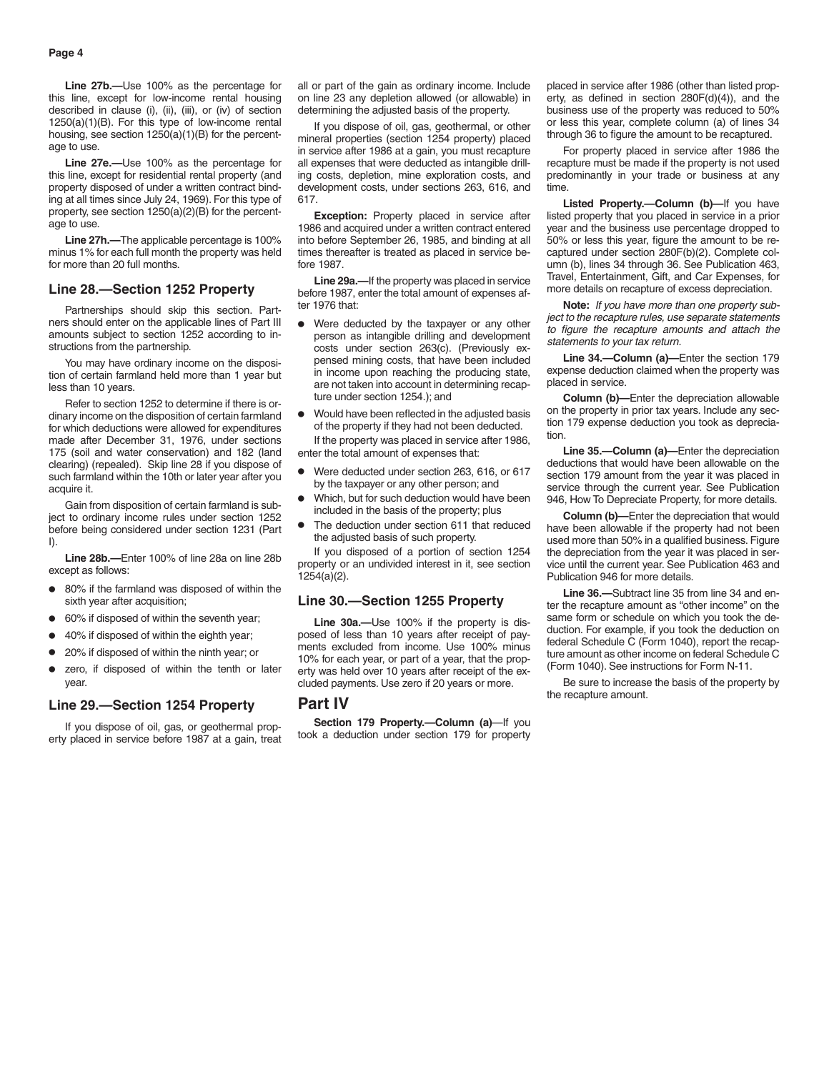**Line 27b.—**Use 100% as the percentage for this line, except for low-income rental housing described in clause (i), (ii), (iii), or (iv) of section 1250(a)(1)(B). For this type of low-income rental housing, see section 1250(a)(1)(B) for the percentage to use.

**Line 27e.—**Use 100% as the percentage for this line, except for residential rental property (and property disposed of under a written contract binding at all times since July 24, 1969). For this type of property, see section 1250(a)(2)(B) for the percentage to use.

**Line 27h.—**The applicable percentage is 100% minus 1% for each full month the property was held for more than 20 full months.

## Line 28.—Section 1252 Property

Partnerships should skip this section. Partners should enter on the applicable lines of Part III amounts subject to section 1252 according to instructions from the partnership.

You may have ordinary income on the disposition of certain farmland held more than 1 year but less than 10 years.

Refer to section 1252 to determine if there is ordinary income on the disposition of certain farmland for which deductions were allowed for expenditures made after December 31, 1976, under sections 175 (soil and water conservation) and 182 (land clearing) (repealed). Skip line 28 if you dispose of such farmland within the 10th or later year after you acquire it.

Gain from disposition of certain farmland is subject to ordinary income rules under section 1252 before being considered under section 1231 (Part I).

**Line 28b.—**Enter 100% of line 28a on line 28b except as follows:

- 80% if the farmland was disposed of within the sixth year after acquisition;
- 60% if disposed of within the seventh year;
- 40% if disposed of within the eighth year;
- 20% if disposed of within the ninth year; or
- zero, if disposed of within the tenth or later year.

## Line 29.—Section 1254 Property

If you dispose of oil, gas, or geothermal property placed in service before 1987 at a gain, treat all or part of the gain as ordinary income. Include on line 23 any depletion allowed (or allowable) in determining the adjusted basis of the property.

If you dispose of oil, gas, geothermal, or other mineral properties (section 1254 property) placed in service after 1986 at a gain, you must recapture all expenses that were deducted as intangible drilling costs, depletion, mine exploration costs, and development costs, under sections 263, 616, and 617.

**Exception:** Property placed in service after 1986 and acquired under a written contract entered into before September 26, 1985, and binding at all times thereafter is treated as placed in service before 1987.

**Line 29a.—**If the property was placed in service before 1987, enter the total amount of expenses after 1976 that:

- Were deducted by the taxpayer or any other person as intangible drilling and development costs under section 263(c). (Previously expensed mining costs, that have been included in income upon reaching the producing state, are not taken into account in determining recapture under section 1254.); and
- Would have been reflected in the adjusted basis of the property if they had not been deducted.

If the property was placed in service after 1986, enter the total amount of expenses that:

- Were deducted under section 263, 616, or 617 by the taxpayer or any other person; and
- Which, but for such deduction would have been included in the basis of the property; plus
- The deduction under section 611 that reduced the adjusted basis of such property.

If you disposed of a portion of section 1254 property or an undivided interest in it, see section 1254(a)(2).

## Line 30.—Section 1255 Property

**Line 30a.—**Use 100% if the property is disposed of less than 10 years after receipt of payments excluded from income. Use 100% minus 10% for each year, or part of a year, that the property was held over 10 years after receipt of the excluded payments. Use zero if 20 years or more.

# Part IV

**Section 179 Property.—Column (a)**—If you took a deduction under section 179 for property placed in service after 1986 (other than listed property, as defined in section 280F(d)(4)), and the business use of the property was reduced to 50% or less this year, complete column (a) of lines 34 through 36 to figure the amount to be recaptured.

For property placed in service after 1986 the recapture must be made if the property is not used predominantly in your trade or business at any time.

**Listed Property.—Column (b)—**If you have listed property that you placed in service in a prior year and the business use percentage dropped to 50% or less this year, figure the amount to be recaptured under section 280F(b)(2). Complete column (b), lines 34 through 36. See Publication 463, Travel, Entertainment, Gift, and Car Expenses, for more details on recapture of excess depreciation.

**Note:** *If you have more than one property subject to the recapture rules, use separate statements to figure the recapture amounts and attach the statements to your tax return.*

**Line 34.—Column (a)—**Enter the section 179 expense deduction claimed when the property was placed in service.

**Column (b)—**Enter the depreciation allowable on the property in prior tax years. Include any section 179 expense deduction you took as depreciation.

**Line 35.—Column (a)—**Enter the depreciation deductions that would have been allowable on the section 179 amount from the year it was placed in service through the current year. See Publication 946, How To Depreciate Property, for more details.

**Column (b)—**Enter the depreciation that would have been allowable if the property had not been used more than 50% in a qualified business. Figure the depreciation from the year it was placed in service until the current year. See Publication 463 and Publication 946 for more details.

**Line 36.—**Subtract line 35 from line 34 and enter the recapture amount as "other income" on the same form or schedule on which you took the deduction. For example, if you took the deduction on federal Schedule C (Form 1040), report the recapture amount as other income on federal Schedule C (Form 1040). See instructions for Form N-11.

Be sure to increase the basis of the property by the recapture amount.